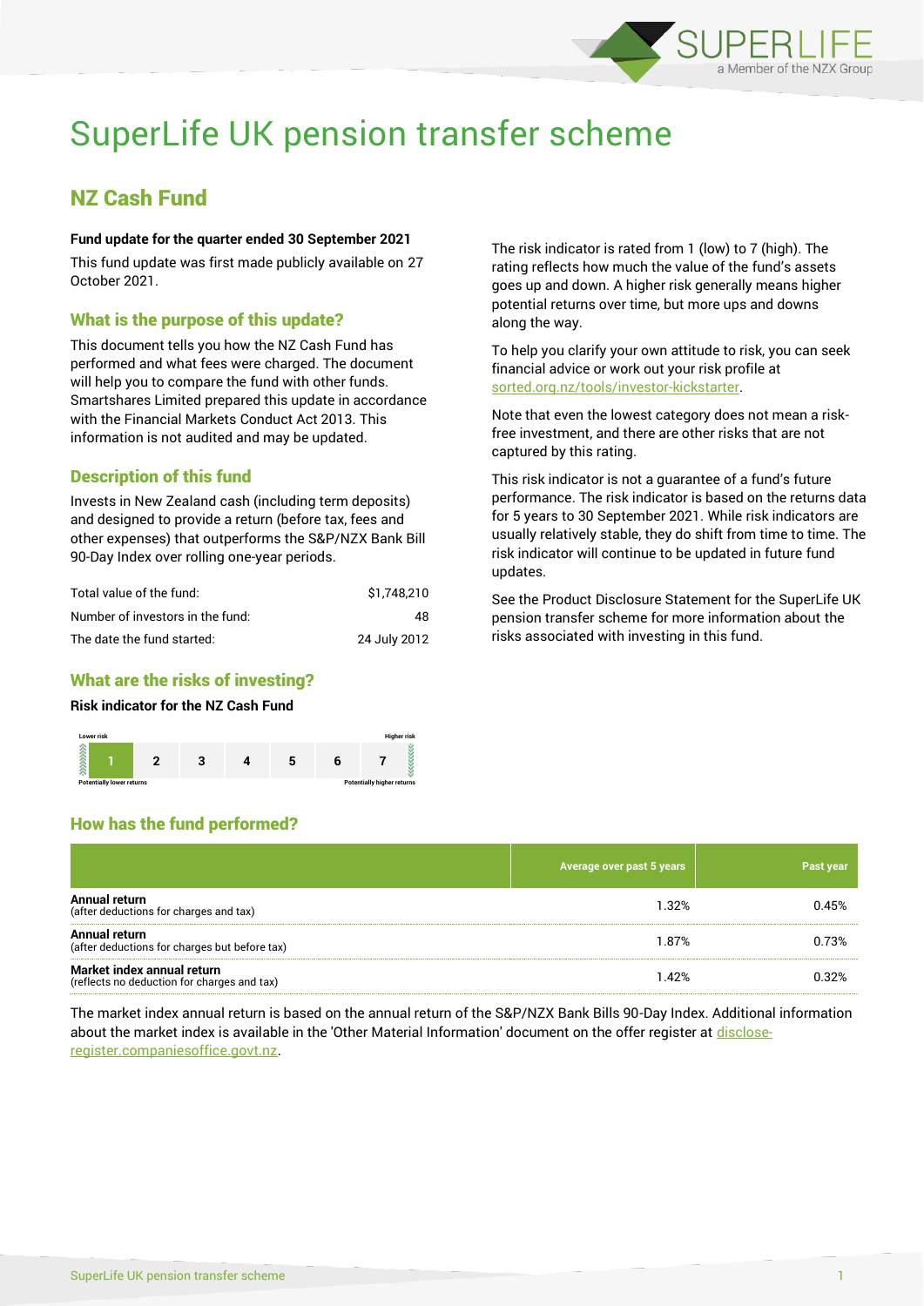# SuperLife UK pension transfer scheme

## NZ Cash Fund

**Fund update for the quarter ended 30 September 2021**

This fund update was first made publicly available on 27 October 2021.

### What is the purpose of this update?

This document tells you how the NZ Cash Fund has performed and what fees were charged. The document will help you to compare the fund with other funds. Smartshares Limited prepared this update in accordance with the Financial Markets Conduct Act 2013. This information is not audited and may be updated.

### Description of this fund

Invests in New Zealand cash (including term deposits) and designed to provide a return (before tax, fees and other expenses) that outperforms the S&P/NZX Bank Bill 90-Day Index over rolling one-year periods.

| | |
|---|---|
| Total value of the fund: | $1,748,210 |
| Number of investors in the fund: | 48 |
| The date the fund started: | 24 July 2012 |

### What are the risks of investing?

**Risk indicator for the NZ Cash Fund**

| Lower risk | | | | | | Higher risk |
|---|---|---|---|---|---|---|
| **1** | 2 | 3 | 4 | 5 | 6 | 7 |
| Potentially lower returns | | | | | | Potentially higher returns |

The risk indicator is rated from 1 (low) to 7 (high). The rating reflects how much the value of the fund's assets goes up and down. A higher risk generally means higher potential returns over time, but more ups and downs along the way.

To help you clarify your own attitude to risk, you can seek financial advice or work out your risk profile at sorted.org.nz/tools/investor-kickstarter.

Note that even the lowest category does not mean a risk-free investment, and there are other risks that are not captured by this rating.

This risk indicator is not a guarantee of a fund's future performance. The risk indicator is based on the returns data for 5 years to 30 September 2021. While risk indicators are usually relatively stable, they do shift from time to time. The risk indicator will continue to be updated in future fund updates.

See the Product Disclosure Statement for the SuperLife UK pension transfer scheme for more information about the risks associated with investing in this fund.

### How has the fund performed?

| | Average over past 5 years | Past year |
|---|---|---|
| **Annual return** (after deductions for charges and tax) | 1.32% | 0.45% |
| **Annual return** (after deductions for charges but before tax) | 1.87% | 0.73% |
| **Market index annual return** (reflects no deduction for charges and tax) | 1.42% | 0.32% |

The market index annual return is based on the annual return of the S&P/NZX Bank Bills 90-Day Index. Additional information about the market index is available in the 'Other Material Information' document on the offer register at disclose-register.companiesoffice.govt.nz.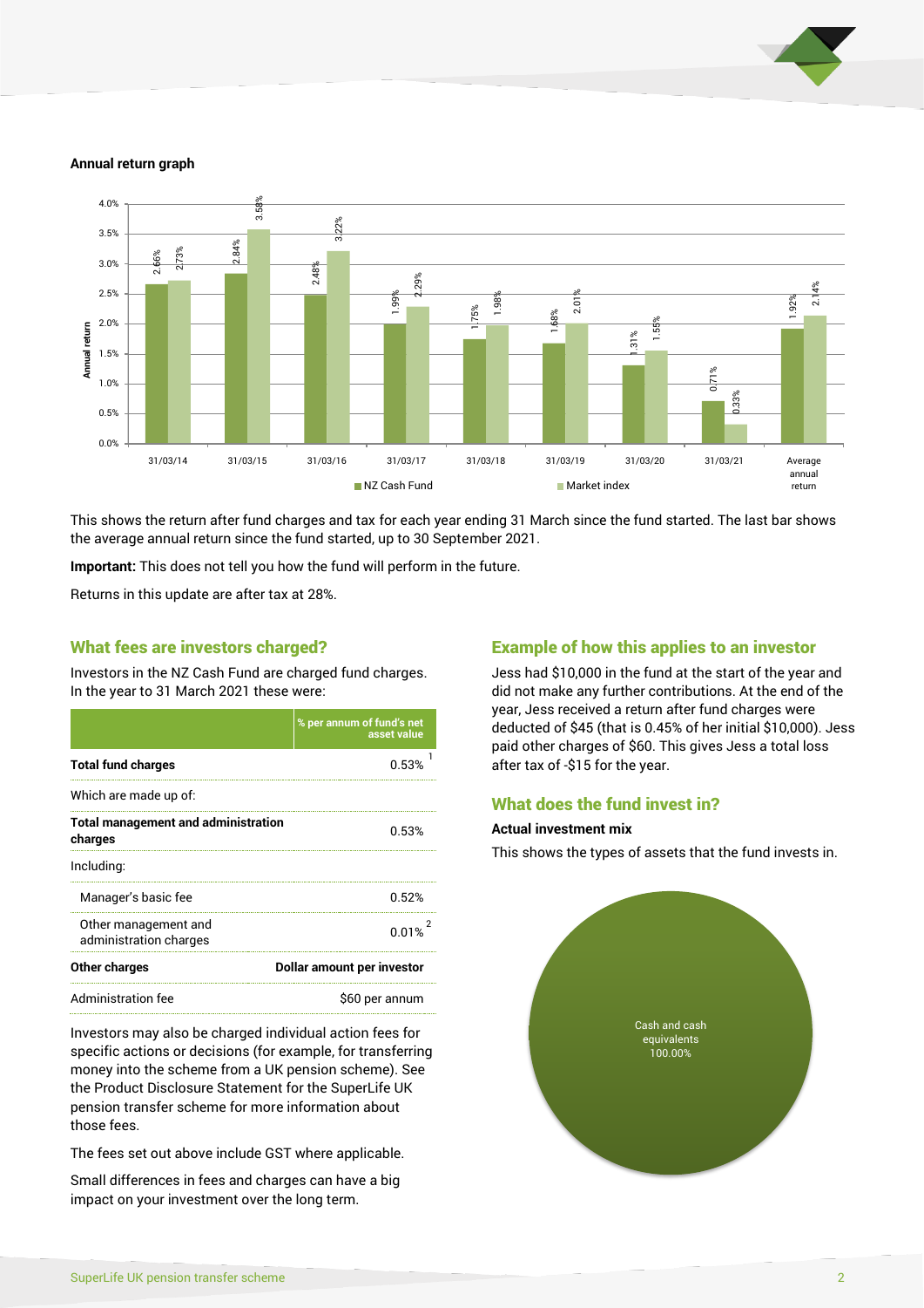**Annual return graph**

| | NZ Cash Fund | Market index |
|---|---|---|
| 31/03/14 | 2.66% | 2.73% |
| 31/03/15 | 2.84% | 3.58% |
| 31/03/16 | 2.48% | 3.22% |
| 31/03/17 | 1.99% | 2.29% |
| 31/03/18 | 1.75% | 1.98% |
| 31/03/19 | 1.68% | 2.01% |
| 31/03/20 | 1.31% | 1.55% |
| 31/03/21 | 0.71% | 0.33% |
| Average annual return | 1.92% | 2.14% |

This shows the return after fund charges and tax for each year ending 31 March since the fund started. The last bar shows the average annual return since the fund started, up to 30 September 2021.

**Important:** This does not tell you how the fund will perform in the future.

Returns in this update are after tax at 28%.

## What fees are investors charged?

Investors in the NZ Cash Fund are charged fund charges. In the year to 31 March 2021 these were:

| | % per annum of fund's net asset value |
|---|---|
| **Total fund charges** | 0.53% [1] |
| Which are made up of: | |
| **Total management and administration charges** | 0.53% |
| Including: | |
| Manager's basic fee | 0.52% |
| Other management and administration charges | 0.01% [2] |
| **Other charges** | **Dollar amount per investor** |
| Administration fee | $60 per annum |

Investors may also be charged individual action fees for specific actions or decisions (for example, for transferring money into the scheme from a UK pension scheme). See the Product Disclosure Statement for the SuperLife UK pension transfer scheme for more information about those fees.

The fees set out above include GST where applicable.

Small differences in fees and charges can have a big impact on your investment over the long term.

## Example of how this applies to an investor

Jess had $10,000 in the fund at the start of the year and did not make any further contributions. At the end of the year, Jess received a return after fund charges were deducted of $45 (that is 0.45% of her initial $10,000). Jess paid other charges of $60. This gives Jess a total loss after tax of -$15 for the year.

## What does the fund invest in?

**Actual investment mix**

This shows the types of assets that the fund invests in.

Cash and cash equivalents 100.00%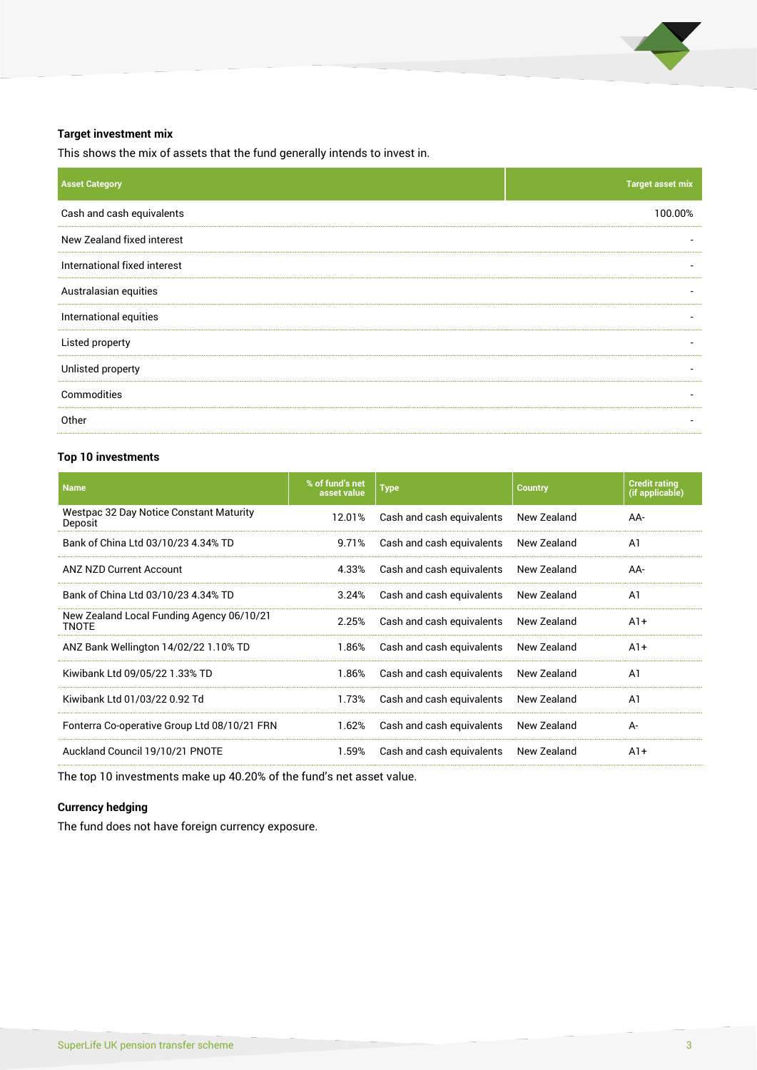### Target investment mix

This shows the mix of assets that the fund generally intends to invest in.

| Asset Category | Target asset mix |
|---|---|
| Cash and cash equivalents | 100.00% |
| New Zealand fixed interest | - |
| International fixed interest | - |
| Australasian equities | - |
| International equities | - |
| Listed property | - |
| Unlisted property | - |
| Commodities | - |
| Other | - |

### Top 10 investments

| Name | % of fund's net asset value | Type | Country | Credit rating (if applicable) |
|---|---|---|---|---|
| Westpac 32 Day Notice Constant Maturity Deposit | 12.01% | Cash and cash equivalents | New Zealand | AA- |
| Bank of China Ltd 03/10/23 4.34% TD | 9.71% | Cash and cash equivalents | New Zealand | A1 |
| ANZ NZD Current Account | 4.33% | Cash and cash equivalents | New Zealand | AA- |
| Bank of China Ltd 03/10/23 4.34% TD | 3.24% | Cash and cash equivalents | New Zealand | A1 |
| New Zealand Local Funding Agency 06/10/21 TNOTE | 2.25% | Cash and cash equivalents | New Zealand | A1+ |
| ANZ Bank Wellington 14/02/22 1.10% TD | 1.86% | Cash and cash equivalents | New Zealand | A1+ |
| Kiwibank Ltd 09/05/22 1.33% TD | 1.86% | Cash and cash equivalents | New Zealand | A1 |
| Kiwibank Ltd 01/03/22 0.92 Td | 1.73% | Cash and cash equivalents | New Zealand | A1 |
| Fonterra Co-operative Group Ltd 08/10/21 FRN | 1.62% | Cash and cash equivalents | New Zealand | A- |
| Auckland Council 19/10/21 PNOTE | 1.59% | Cash and cash equivalents | New Zealand | A1+ |

The top 10 investments make up 40.20% of the fund's net asset value.

### Currency hedging

The fund does not have foreign currency exposure.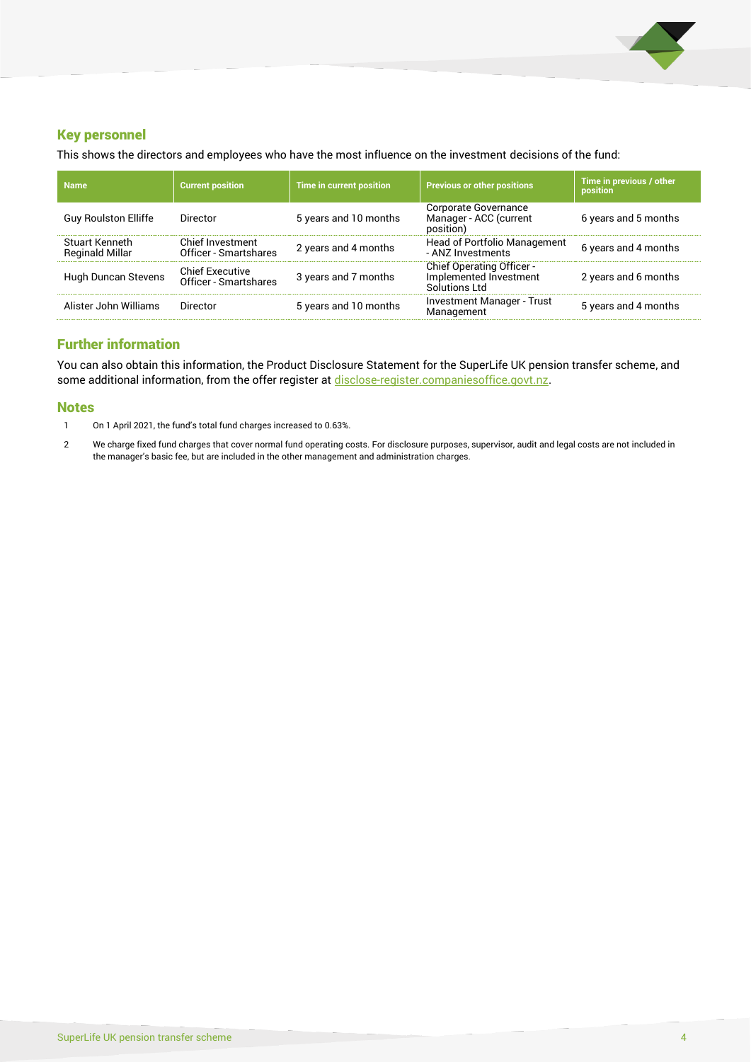## Key personnel

This shows the directors and employees who have the most influence on the investment decisions of the fund:

| Name | Current position | Time in current position | Previous or other positions | Time in previous / other position |
|---|---|---|---|---|
| Guy Roulston Elliffe | Director | 5 years and 10 months | Corporate Governance Manager - ACC (current position) | 6 years and 5 months |
| Stuart Kenneth Reginald Millar | Chief Investment Officer - Smartshares | 2 years and 4 months | Head of Portfolio Management - ANZ Investments | 6 years and 4 months |
| Hugh Duncan Stevens | Chief Executive Officer - Smartshares | 3 years and 7 months | Chief Operating Officer - Implemented Investment Solutions Ltd | 2 years and 6 months |
| Alister John Williams | Director | 5 years and 10 months | Investment Manager - Trust Management | 5 years and 4 months |

## Further information

You can also obtain this information, the Product Disclosure Statement for the SuperLife UK pension transfer scheme, and some additional information, from the offer register at disclose-register.companiesoffice.govt.nz.

## Notes

1. On 1 April 2021, the fund's total fund charges increased to 0.63%.
2. We charge fixed fund charges that cover normal fund operating costs. For disclosure purposes, supervisor, audit and legal costs are not included in the manager's basic fee, but are included in the other management and administration charges.